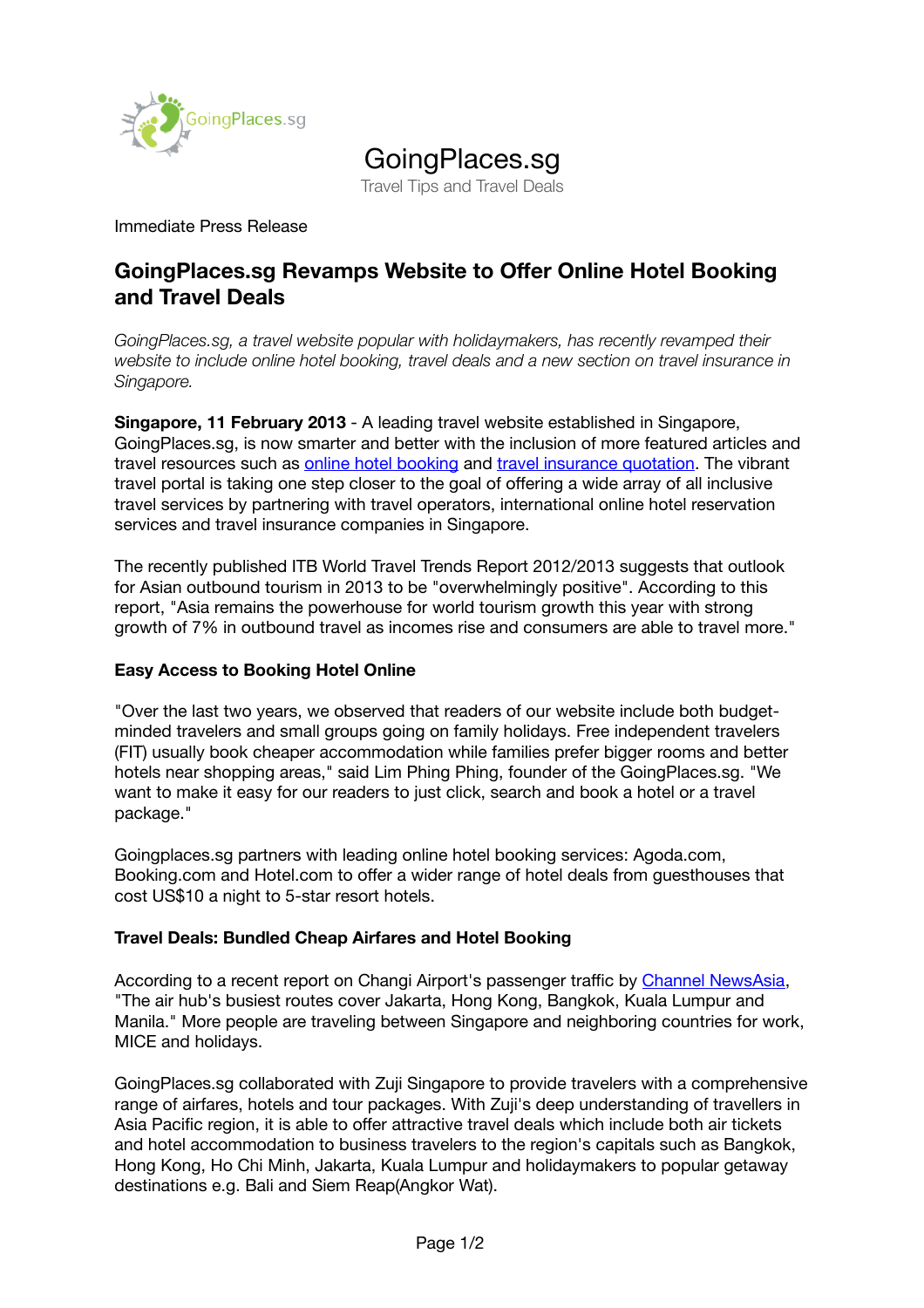# GoingPlaces.sg

Travel Tips and Travel Deals

Immediate Press Release

## GoingPlaces.sg Revamps Website to Offer Online Hotel Booking and Travel Deals

*GoingPlaces.sg, a travel website popular with holidaymakers, has recently revamped their website to include online hotel booking, travel deals and a new section on travel insurance in Singapore.*

**Singapore, 11 February 2013** - A leading travel website established in Singapore, GoingPlaces.sg, is now smarter and better with the inclusion of more featured articles and travel resources such as online hotel booking and travel insurance quotation. The vibrant travel portal is taking one step closer to the goal of offering a wide array of all inclusive travel services by partnering with travel operators, international online hotel reservation services and travel insurance companies in Singapore.

The recently published ITB World Travel Trends Report 2012/2013 suggests that outlook for Asian outbound tourism in 2013 to be "overwhelmingly positive". According to this report, "Asia remains the powerhouse for world tourism growth this year with strong growth of 7% in outbound travel as incomes rise and consumers are able to travel more."

### Easy Access to Booking Hotel Online

"Over the last two years, we observed that readers of our website include both budget-minded travelers and small groups going on family holidays. Free independent travelers (FIT) usually book cheaper accommodation while families prefer bigger rooms and better hotels near shopping areas," said Lim Phing Phing, founder of the GoingPlaces.sg. "We want to make it easy for our readers to just click, search and book a hotel or a travel package."

Goingplaces.sg partners with leading online hotel booking services: Agoda.com, Booking.com and Hotel.com to offer a wider range of hotel deals from guesthouses that cost US$10 a night to 5-star resort hotels.

### Travel Deals: Bundled Cheap Airfares and Hotel Booking

According to a recent report on Changi Airport's passenger traffic by Channel NewsAsia, "The air hub's busiest routes cover Jakarta, Hong Kong, Bangkok, Kuala Lumpur and Manila." More people are traveling between Singapore and neighboring countries for work, MICE and holidays.

GoingPlaces.sg collaborated with Zuji Singapore to provide travelers with a comprehensive range of airfares, hotels and tour packages. With Zuji's deep understanding of travellers in Asia Pacific region, it is able to offer attractive travel deals which include both air tickets and hotel accommodation to business travelers to the region's capitals such as Bangkok, Hong Kong, Ho Chi Minh, Jakarta, Kuala Lumpur and holidaymakers to popular getaway destinations e.g. Bali and Siem Reap(Angkor Wat).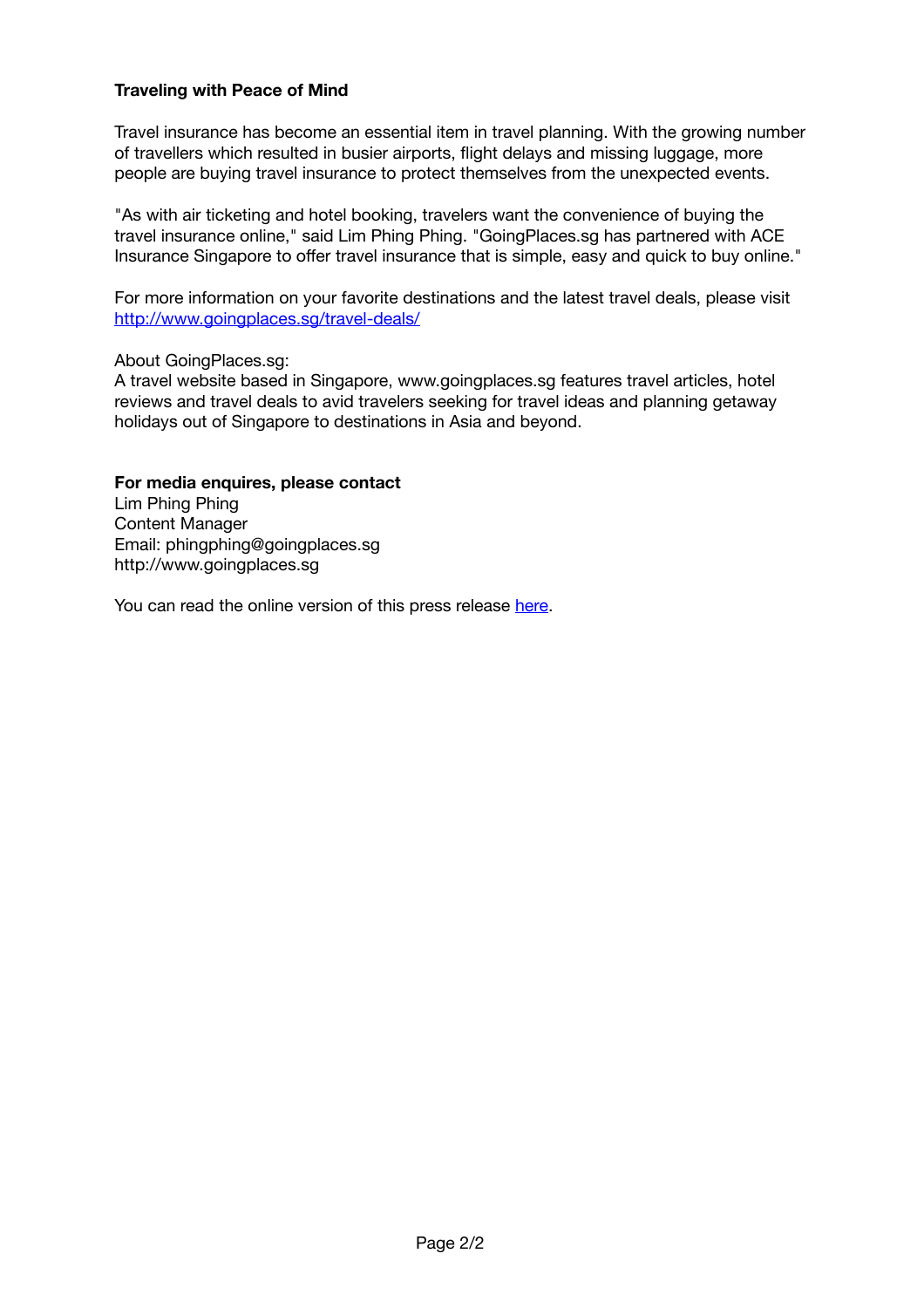**Traveling with Peace of Mind**

Travel insurance has become an essential item in travel planning. With the growing number of travellers which resulted in busier airports, flight delays and missing luggage, more people are buying travel insurance to protect themselves from the unexpected events.

"As with air ticketing and hotel booking, travelers want the convenience of buying the travel insurance online," said Lim Phing Phing. "GoingPlaces.sg has partnered with ACE Insurance Singapore to offer travel insurance that is simple, easy and quick to buy online."

For more information on your favorite destinations and the latest travel deals, please visit [http://www.goingplaces.sg/travel-deals/](http://www.goingplaces.sg/travel-deals/)

About GoingPlaces.sg:
A travel website based in Singapore, www.goingplaces.sg features travel articles, hotel reviews and travel deals to avid travelers seeking for travel ideas and planning getaway holidays out of Singapore to destinations in Asia and beyond.

**For media enquires, please contact**
Lim Phing Phing
Content Manager
Email: phingphing@goingplaces.sg
http://www.goingplaces.sg

You can read the online version of this press release here.